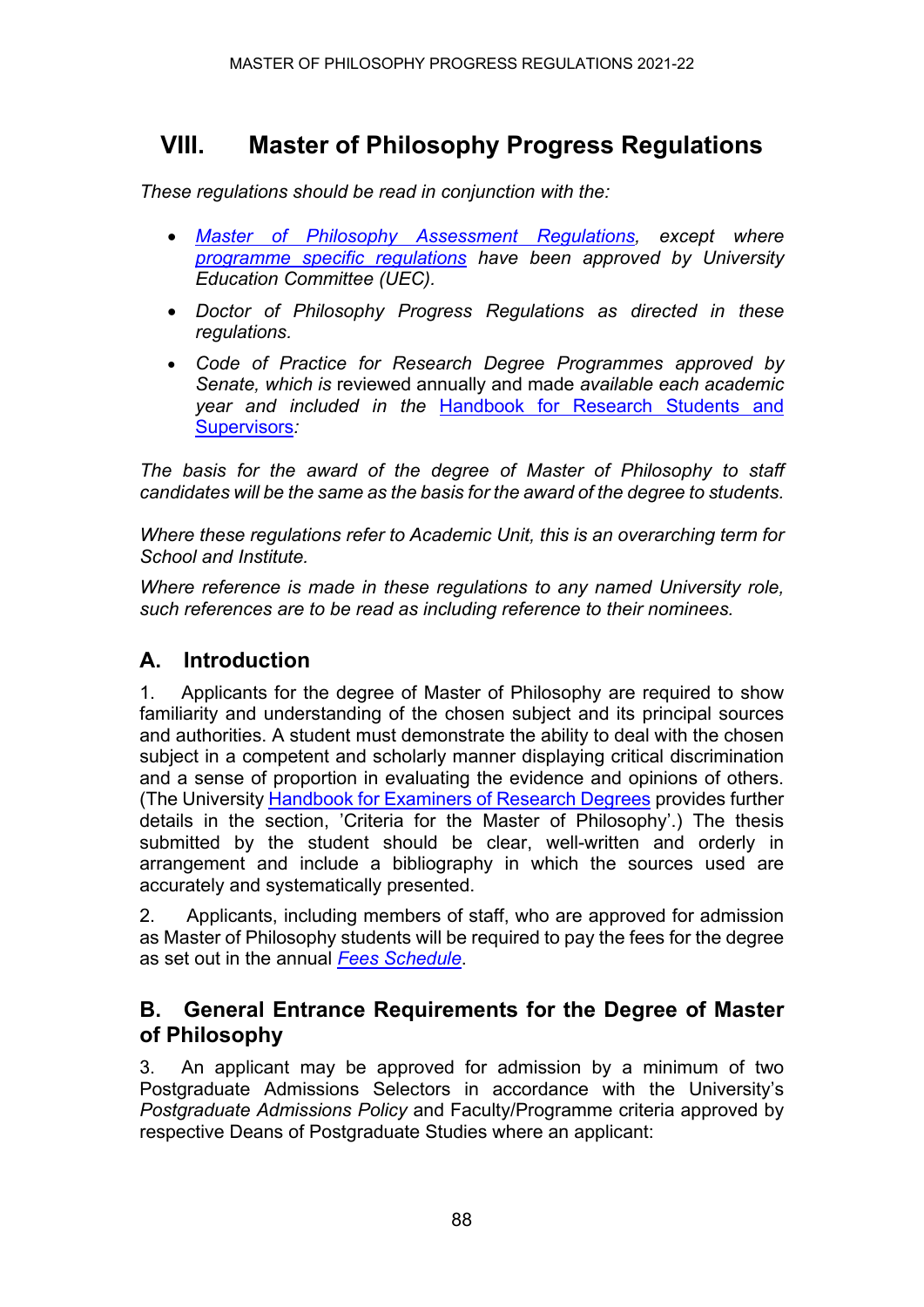# VIII. Master of Philosophy Progress Regulations

*These regulations should be read in conjunction with the:*

- *[Master of Philosophy Assessment Regulations](), except where [programme specific regulations]() have been approved by University Education Committee (UEC).*
- *Doctor of Philosophy Progress Regulations as directed in these regulations.*
- *Code of Practice for Research Degree Programmes approved by Senate, which is* reviewed annually and made *available each academic year and included in the* [Handbook for Research Students and Supervisors]()*:*

*The basis for the award of the degree of Master of Philosophy to staff candidates will be the same as the basis for the award of the degree to students.*

*Where these regulations refer to Academic Unit, this is an overarching term for School and Institute.*

*Where reference is made in these regulations to any named University role, such references are to be read as including reference to their nominees.*

## A. Introduction

1. Applicants for the degree of Master of Philosophy are required to show familiarity and understanding of the chosen subject and its principal sources and authorities. A student must demonstrate the ability to deal with the chosen subject in a competent and scholarly manner displaying critical discrimination and a sense of proportion in evaluating the evidence and opinions of others. (The University [Handbook for Examiners of Research Degrees]() provides further details in the section, 'Criteria for the Master of Philosophy'.) The thesis submitted by the student should be clear, well-written and orderly in arrangement and include a bibliography in which the sources used are accurately and systematically presented.

2. Applicants, including members of staff, who are approved for admission as Master of Philosophy students will be required to pay the fees for the degree as set out in the annual *[Fees Schedule]()*.

## B. General Entrance Requirements for the Degree of Master of Philosophy

3. An applicant may be approved for admission by a minimum of two Postgraduate Admissions Selectors in accordance with the University's *Postgraduate Admissions Policy* and Faculty/Programme criteria approved by respective Deans of Postgraduate Studies where an applicant: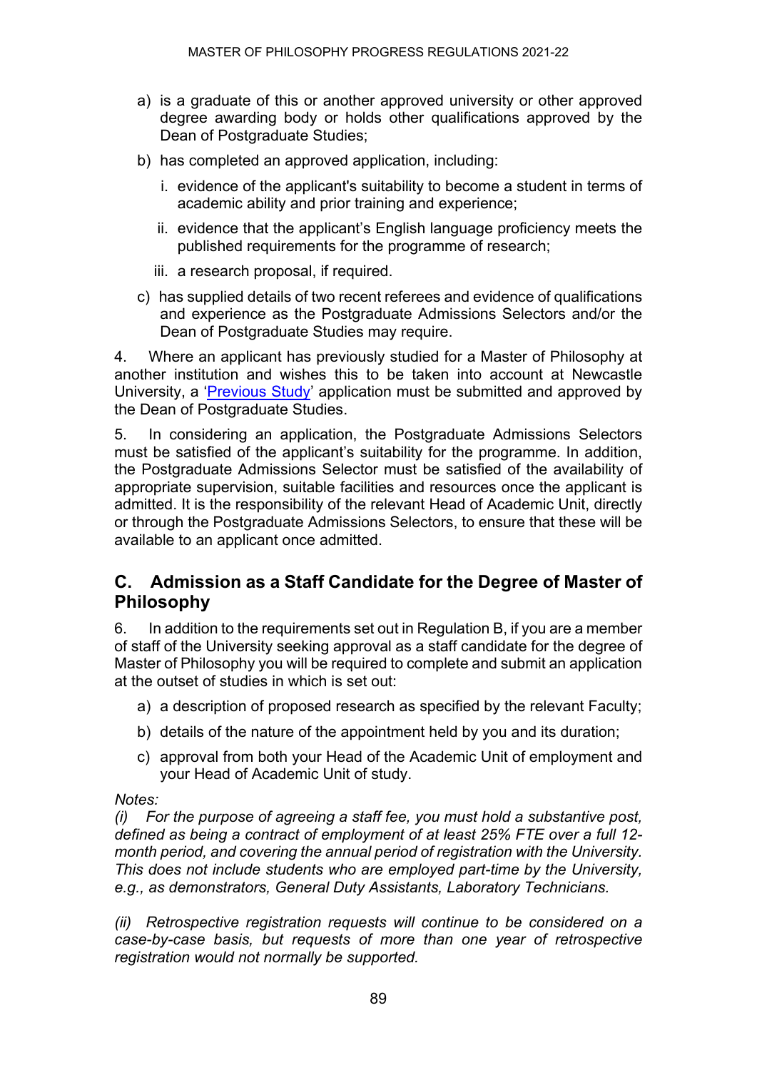a) is a graduate of this or another approved university or other approved degree awarding body or holds other qualifications approved by the Dean of Postgraduate Studies;

b) has completed an approved application, including:

   i. evidence of the applicant's suitability to become a student in terms of academic ability and prior training and experience;

   ii. evidence that the applicant's English language proficiency meets the published requirements for the programme of research;

   iii. a research proposal, if required.

c) has supplied details of two recent referees and evidence of qualifications and experience as the Postgraduate Admissions Selectors and/or the Dean of Postgraduate Studies may require.

4. Where an applicant has previously studied for a Master of Philosophy at another institution and wishes this to be taken into account at Newcastle University, a 'Previous Study' application must be submitted and approved by the Dean of Postgraduate Studies.

5. In considering an application, the Postgraduate Admissions Selectors must be satisfied of the applicant's suitability for the programme. In addition, the Postgraduate Admissions Selector must be satisfied of the availability of appropriate supervision, suitable facilities and resources once the applicant is admitted. It is the responsibility of the relevant Head of Academic Unit, directly or through the Postgraduate Admissions Selectors, to ensure that these will be available to an applicant once admitted.

## C. Admission as a Staff Candidate for the Degree of Master of Philosophy

6. In addition to the requirements set out in Regulation B, if you are a member of staff of the University seeking approval as a staff candidate for the degree of Master of Philosophy you will be required to complete and submit an application at the outset of studies in which is set out:

a) a description of proposed research as specified by the relevant Faculty;

b) details of the nature of the appointment held by you and its duration;

c) approval from both your Head of the Academic Unit of employment and your Head of Academic Unit of study.

*Notes:*

*(i) For the purpose of agreeing a staff fee, you must hold a substantive post, defined as being a contract of employment of at least 25% FTE over a full 12-month period, and covering the annual period of registration with the University. This does not include students who are employed part-time by the University, e.g., as demonstrators, General Duty Assistants, Laboratory Technicians.*

*(ii) Retrospective registration requests will continue to be considered on a case-by-case basis, but requests of more than one year of retrospective registration would not normally be supported.*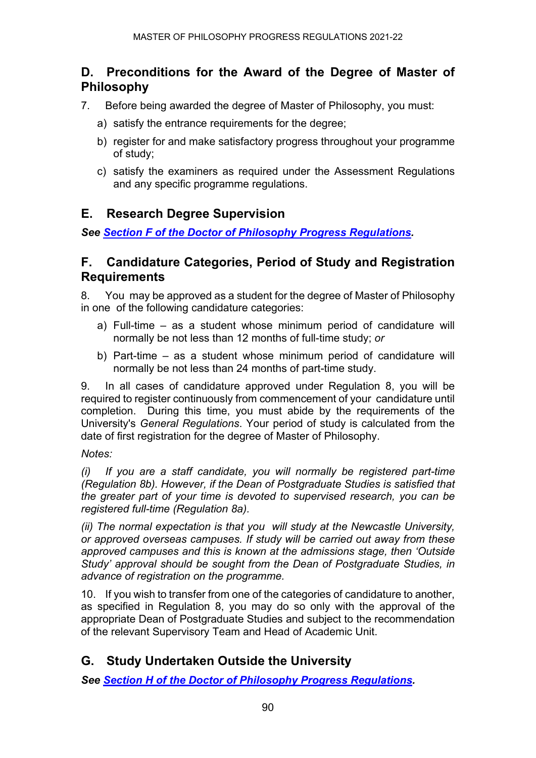## D. Preconditions for the Award of the Degree of Master of Philosophy

7. Before being awarded the degree of Master of Philosophy, you must:

   a) satisfy the entrance requirements for the degree;

   b) register for and make satisfactory progress throughout your programme of study;

   c) satisfy the examiners as required under the Assessment Regulations and any specific programme regulations.

## E. Research Degree Supervision

***See [Section F of the Doctor of Philosophy Progress Regulations](#).***

## F. Candidature Categories, Period of Study and Registration Requirements

8. You may be approved as a student for the degree of Master of Philosophy in one of the following candidature categories:

   a) Full-time – as a student whose minimum period of candidature will normally be not less than 12 months of full-time study; *or*

   b) Part-time – as a student whose minimum period of candidature will normally be not less than 24 months of part-time study.

9. In all cases of candidature approved under Regulation 8, you will be required to register continuously from commencement of your candidature until completion. During this time, you must abide by the requirements of the University's *General Regulations*. Your period of study is calculated from the date of first registration for the degree of Master of Philosophy.

*Notes:*

*(i) If you are a staff candidate, you will normally be registered part-time (Regulation 8b). However, if the Dean of Postgraduate Studies is satisfied that the greater part of your time is devoted to supervised research, you can be registered full-time (Regulation 8a).*

*(ii) The normal expectation is that you will study at the Newcastle University, or approved overseas campuses. If study will be carried out away from these approved campuses and this is known at the admissions stage, then 'Outside Study' approval should be sought from the Dean of Postgraduate Studies, in advance of registration on the programme.*

10. If you wish to transfer from one of the categories of candidature to another, as specified in Regulation 8, you may do so only with the approval of the appropriate Dean of Postgraduate Studies and subject to the recommendation of the relevant Supervisory Team and Head of Academic Unit.

## G. Study Undertaken Outside the University

***See [Section H of the Doctor of Philosophy Progress Regulations](#).***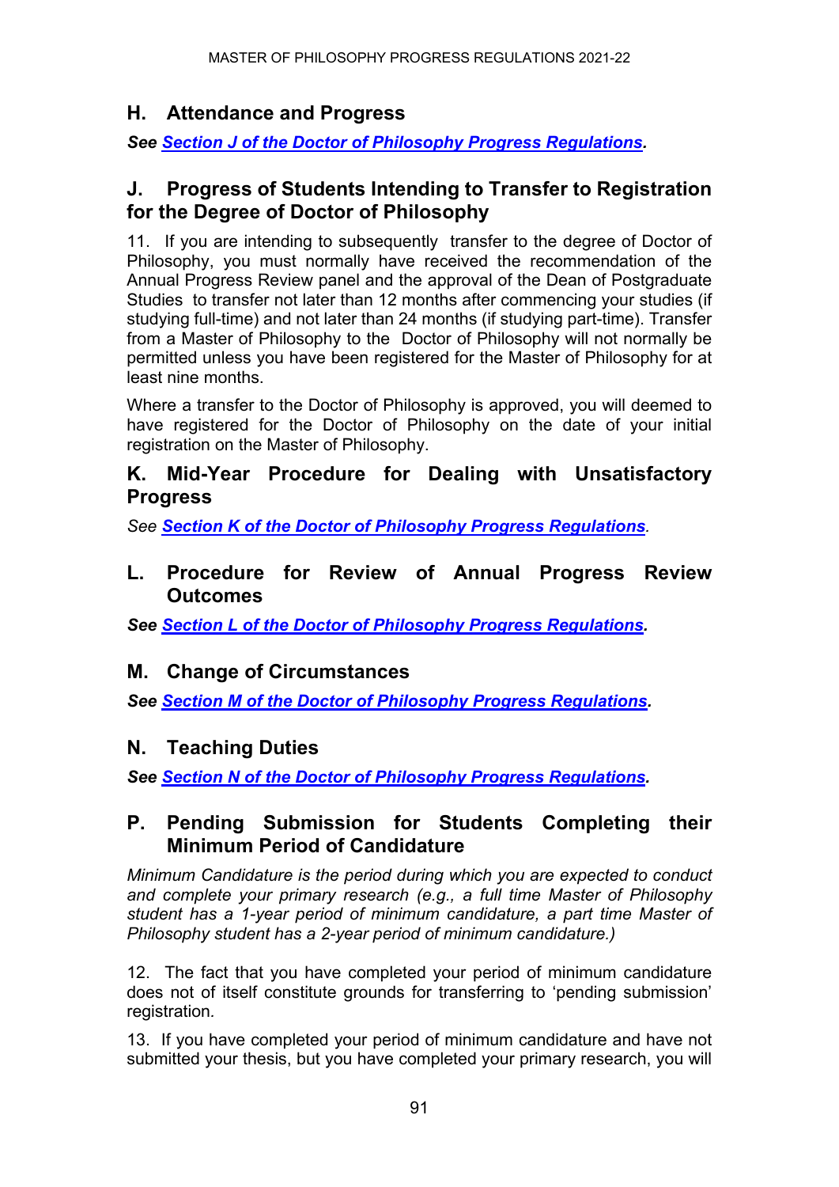## H. Attendance and Progress

***See [Section J of the Doctor of Philosophy Progress Regulations](#).***

## J. Progress of Students Intending to Transfer to Registration for the Degree of Doctor of Philosophy

11. If you are intending to subsequently transfer to the degree of Doctor of Philosophy, you must normally have received the recommendation of the Annual Progress Review panel and the approval of the Dean of Postgraduate Studies to transfer not later than 12 months after commencing your studies (if studying full-time) and not later than 24 months (if studying part-time). Transfer from a Master of Philosophy to the Doctor of Philosophy will not normally be permitted unless you have been registered for the Master of Philosophy for at least nine months.

Where a transfer to the Doctor of Philosophy is approved, you will deemed to have registered for the Doctor of Philosophy on the date of your initial registration on the Master of Philosophy.

## K. Mid-Year Procedure for Dealing with Unsatisfactory Progress

*See **[Section K of the Doctor of Philosophy Progress Regulations](#)**.*

## L. Procedure for Review of Annual Progress Review Outcomes

***See [Section L of the Doctor of Philosophy Progress Regulations](#).***

## M. Change of Circumstances

***See [Section M of the Doctor of Philosophy Progress Regulations](#).***

## N. Teaching Duties

***See [Section N of the Doctor of Philosophy Progress Regulations](#).***

## P. Pending Submission for Students Completing their Minimum Period of Candidature

*Minimum Candidature is the period during which you are expected to conduct and complete your primary research (e.g., a full time Master of Philosophy student has a 1-year period of minimum candidature, a part time Master of Philosophy student has a 2-year period of minimum candidature.)*

12. The fact that you have completed your period of minimum candidature does not of itself constitute grounds for transferring to 'pending submission' registration.

13. If you have completed your period of minimum candidature and have not submitted your thesis, but you have completed your primary research, you will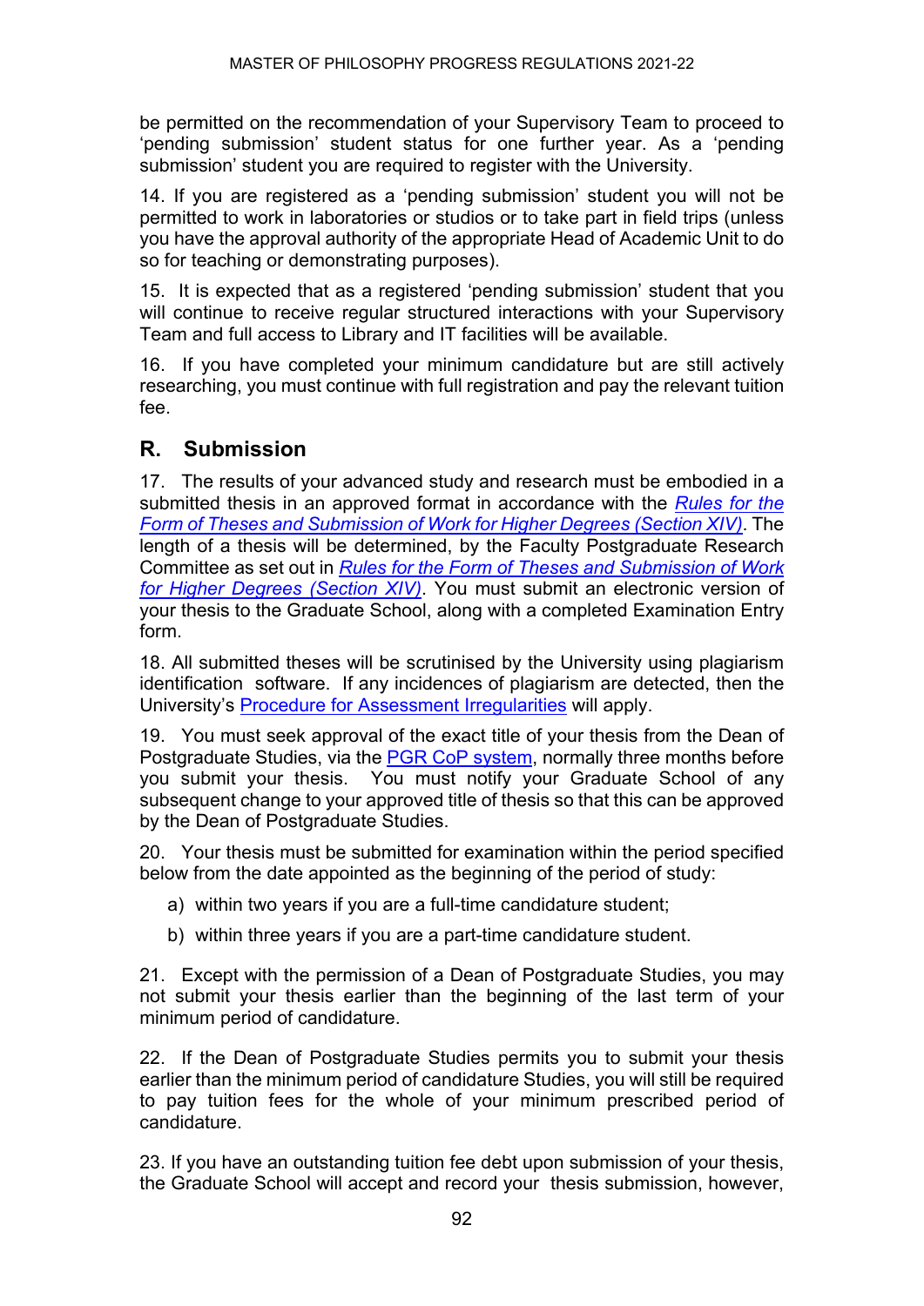be permitted on the recommendation of your Supervisory Team to proceed to 'pending submission' student status for one further year. As a 'pending submission' student you are required to register with the University.

14. If you are registered as a 'pending submission' student you will not be permitted to work in laboratories or studios or to take part in field trips (unless you have the approval authority of the appropriate Head of Academic Unit to do so for teaching or demonstrating purposes).

15. It is expected that as a registered 'pending submission' student that you will continue to receive regular structured interactions with your Supervisory Team and full access to Library and IT facilities will be available.

16. If you have completed your minimum candidature but are still actively researching, you must continue with full registration and pay the relevant tuition fee.

## R. Submission

17. The results of your advanced study and research must be embodied in a submitted thesis in an approved format in accordance with the *Rules for the Form of Theses and Submission of Work for Higher Degrees (Section XIV)*. The length of a thesis will be determined, by the Faculty Postgraduate Research Committee as set out in *Rules for the Form of Theses and Submission of Work for Higher Degrees (Section XIV)*. You must submit an electronic version of your thesis to the Graduate School, along with a completed Examination Entry form.

18. All submitted theses will be scrutinised by the University using plagiarism identification software. If any incidences of plagiarism are detected, then the University's Procedure for Assessment Irregularities will apply.

19. You must seek approval of the exact title of your thesis from the Dean of Postgraduate Studies, via the PGR CoP system, normally three months before you submit your thesis. You must notify your Graduate School of any subsequent change to your approved title of thesis so that this can be approved by the Dean of Postgraduate Studies.

20. Your thesis must be submitted for examination within the period specified below from the date appointed as the beginning of the period of study:

a) within two years if you are a full-time candidature student;

b) within three years if you are a part-time candidature student.

21. Except with the permission of a Dean of Postgraduate Studies, you may not submit your thesis earlier than the beginning of the last term of your minimum period of candidature.

22. If the Dean of Postgraduate Studies permits you to submit your thesis earlier than the minimum period of candidature Studies, you will still be required to pay tuition fees for the whole of your minimum prescribed period of candidature.

23. If you have an outstanding tuition fee debt upon submission of your thesis, the Graduate School will accept and record your thesis submission, however,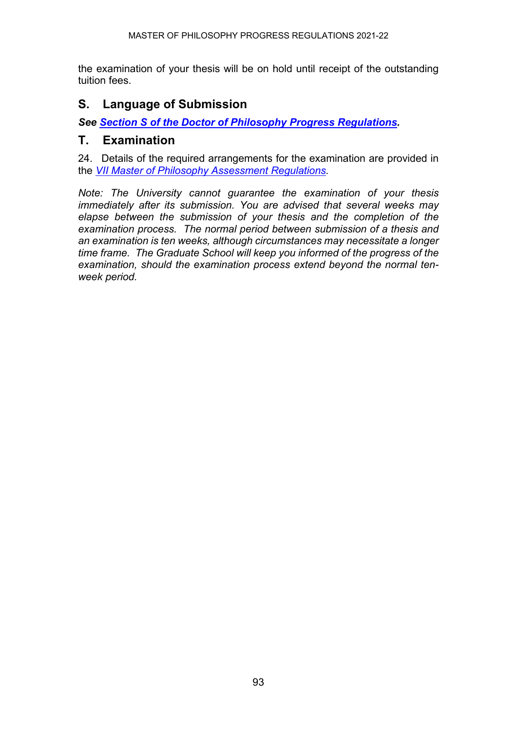the examination of your thesis will be on hold until receipt of the outstanding tuition fees.

## S. Language of Submission

***See Section S of the Doctor of Philosophy Progress Regulations.***

## T. Examination

24. Details of the required arrangements for the examination are provided in the *VII Master of Philosophy Assessment Regulations.*

*Note: The University cannot guarantee the examination of your thesis immediately after its submission. You are advised that several weeks may elapse between the submission of your thesis and the completion of the examination process. The normal period between submission of a thesis and an examination is ten weeks, although circumstances may necessitate a longer time frame. The Graduate School will keep you informed of the progress of the examination, should the examination process extend beyond the normal ten-week period.*